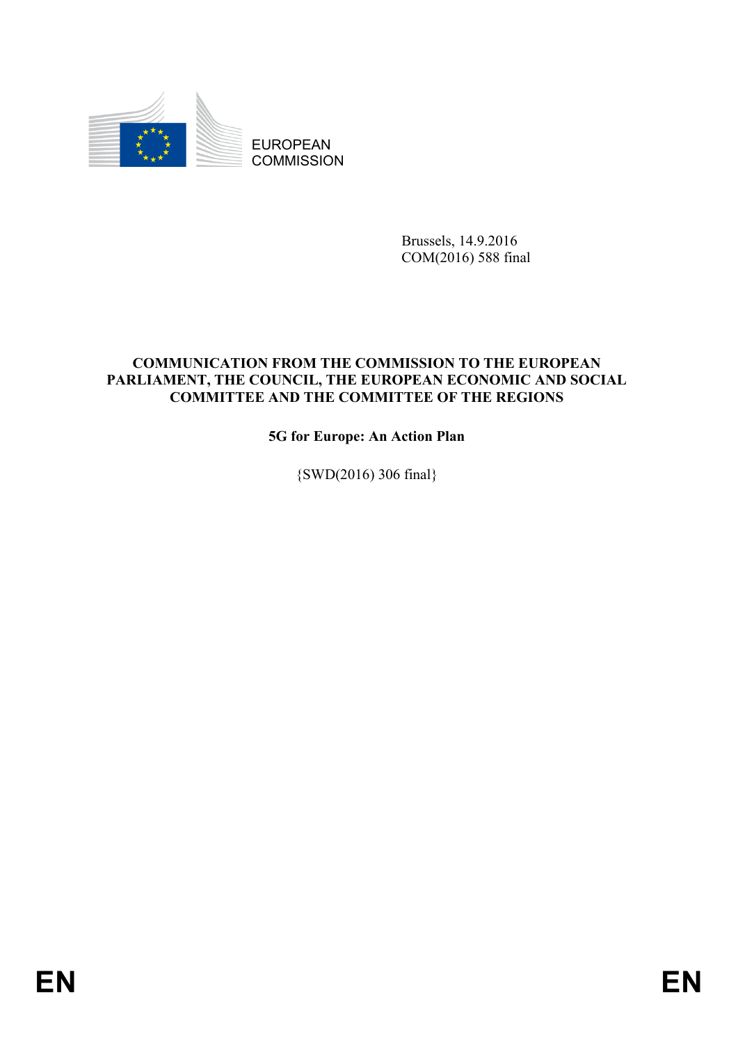EUROPEAN COMMISSION

Brussels, 14.9.2016
COM(2016) 588 final

**COMMUNICATION FROM THE COMMISSION TO THE EUROPEAN PARLIAMENT, THE COUNCIL, THE EUROPEAN ECONOMIC AND SOCIAL COMMITTEE AND THE COMMITTEE OF THE REGIONS**

# 5G for Europe: An Action Plan

{SWD(2016) 306 final}

EN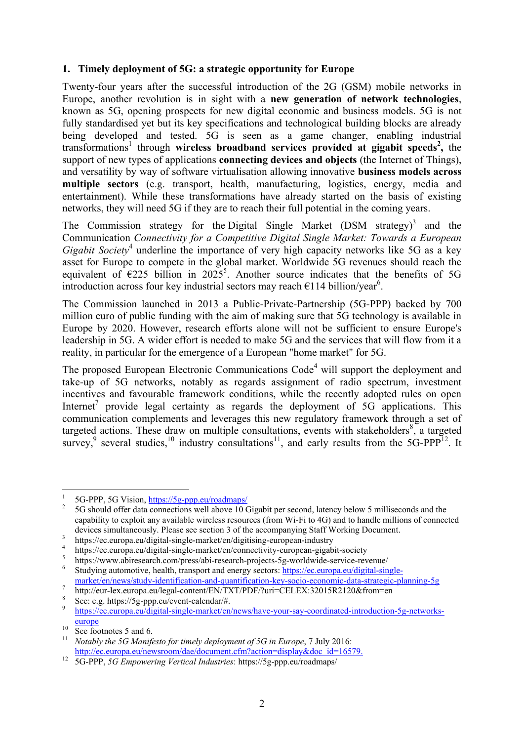## 1. Timely deployment of 5G: a strategic opportunity for Europe

Twenty-four years after the successful introduction of the 2G (GSM) mobile networks in Europe, another revolution is in sight with a **new generation of network technologies**, known as 5G, opening prospects for new digital economic and business models. 5G is not fully standardised yet but its key specifications and technological building blocks are already being developed and tested. 5G is seen as a game changer, enabling industrial transformations[1] through **wireless broadband services provided at gigabit speeds[2],** the support of new types of applications **connecting devices and objects** (the Internet of Things), and versatility by way of software virtualisation allowing innovative **business models across multiple sectors** (e.g. transport, health, manufacturing, logistics, energy, media and entertainment). While these transformations have already started on the basis of existing networks, they will need 5G if they are to reach their full potential in the coming years.

The Commission strategy for the Digital Single Market (DSM strategy)[3] and the Communication *Connectivity for a Competitive Digital Single Market: Towards a European Gigabit Society*[4] underline the importance of very high capacity networks like 5G as a key asset for Europe to compete in the global market. Worldwide 5G revenues should reach the equivalent of €225 billion in 2025[5]. Another source indicates that the benefits of 5G introduction across four key industrial sectors may reach €114 billion/year[6].

The Commission launched in 2013 a Public-Private-Partnership (5G-PPP) backed by 700 million euro of public funding with the aim of making sure that 5G technology is available in Europe by 2020. However, research efforts alone will not be sufficient to ensure Europe's leadership in 5G. A wider effort is needed to make 5G and the services that will flow from it a reality, in particular for the emergence of a European "home market" for 5G.

The proposed European Electronic Communications Code[4] will support the deployment and take-up of 5G networks, notably as regards assignment of radio spectrum, investment incentives and favourable framework conditions, while the recently adopted rules on open Internet[7] provide legal certainty as regards the deployment of 5G applications. This communication complements and leverages this new regulatory framework through a set of targeted actions. These draw on multiple consultations, events with stakeholders[8], a targeted survey,[9] several studies,[10] industry consultations[11], and early results from the 5G-PPP[12]. It

---

[1] 5G-PPP, 5G Vision, https://5g-ppp.eu/roadmaps/

[2] 5G should offer data connections well above 10 Gigabit per second, latency below 5 milliseconds and the capability to exploit any available wireless resources (from Wi-Fi to 4G) and to handle millions of connected devices simultaneously. Please see section 3 of the accompanying Staff Working Document.

[3] https://ec.europa.eu/digital-single-market/en/digitising-european-industry

[4] https://ec.europa.eu/digital-single-market/en/connectivity-european-gigabit-society

[5] https://www.abiresearch.com/press/abi-research-projects-5g-worldwide-service-revenue/

[6] Studying automotive, health, transport and energy sectors: https://ec.europa.eu/digital-single-market/en/news/study-identification-and-quantification-key-socio-economic-data-strategic-planning-5g

[7] http://eur-lex.europa.eu/legal-content/EN/TXT/PDF/?uri=CELEX:32015R2120&from=en

[8] See: e.g. https://5g-ppp.eu/event-calendar/#.

[9] https://ec.europa.eu/digital-single-market/en/news/have-your-say-coordinated-introduction-5g-networks-europe

[10] See footnotes 5 and 6.

[11] *Notably the 5G Manifesto for timely deployment of 5G in Europe*, 7 July 2016: http://ec.europa.eu/newsroom/dae/document.cfm?action=display&doc_id=16579.

[12] 5G-PPP, *5G Empowering Vertical Industries*: https://5g-ppp.eu/roadmaps/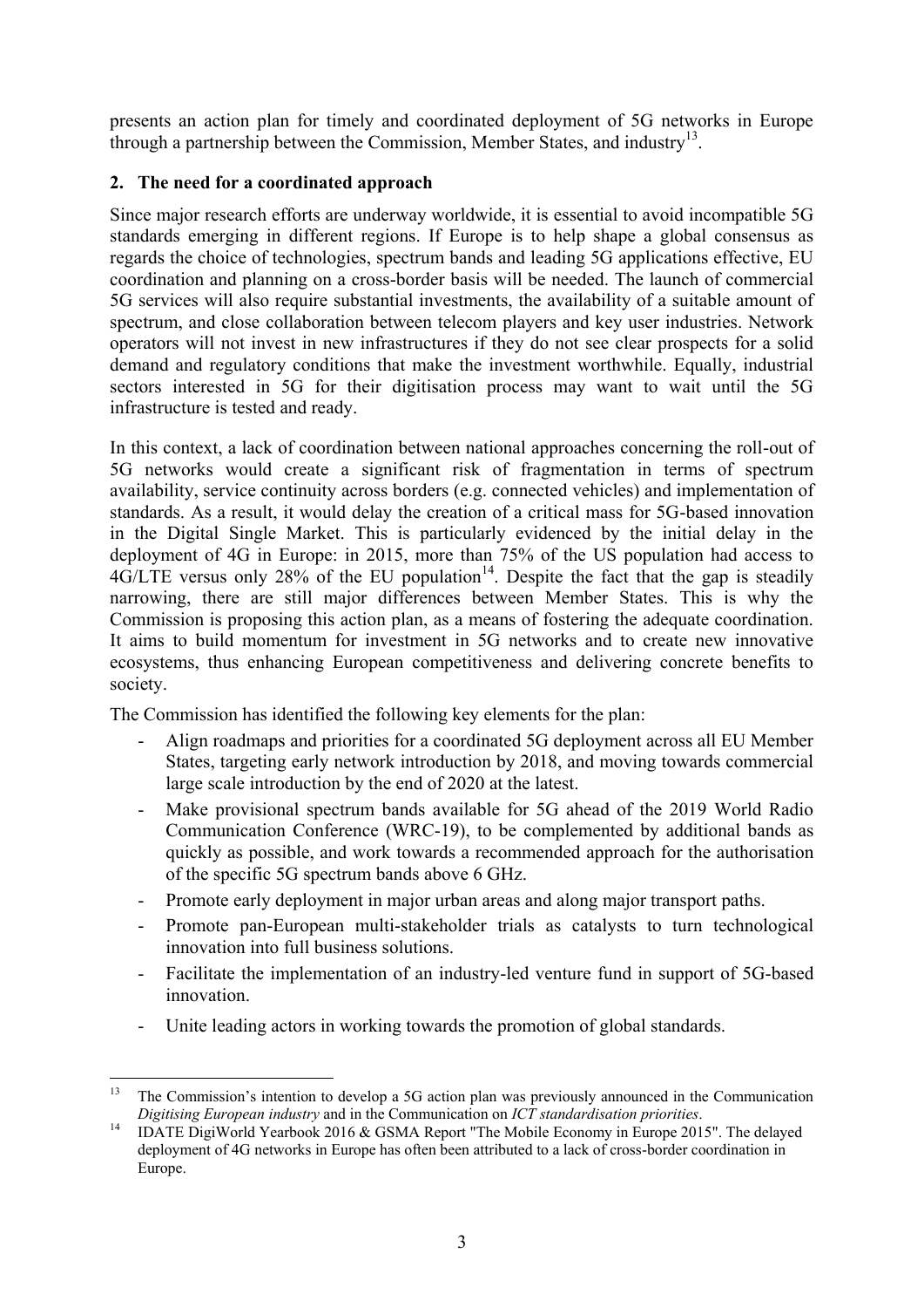presents an action plan for timely and coordinated deployment of 5G networks in Europe through a partnership between the Commission, Member States, and industry[13].

## 2. The need for a coordinated approach

Since major research efforts are underway worldwide, it is essential to avoid incompatible 5G standards emerging in different regions. If Europe is to help shape a global consensus as regards the choice of technologies, spectrum bands and leading 5G applications effective, EU coordination and planning on a cross-border basis will be needed. The launch of commercial 5G services will also require substantial investments, the availability of a suitable amount of spectrum, and close collaboration between telecom players and key user industries. Network operators will not invest in new infrastructures if they do not see clear prospects for a solid demand and regulatory conditions that make the investment worthwhile. Equally, industrial sectors interested in 5G for their digitisation process may want to wait until the 5G infrastructure is tested and ready.

In this context, a lack of coordination between national approaches concerning the roll-out of 5G networks would create a significant risk of fragmentation in terms of spectrum availability, service continuity across borders (e.g. connected vehicles) and implementation of standards. As a result, it would delay the creation of a critical mass for 5G-based innovation in the Digital Single Market. This is particularly evidenced by the initial delay in the deployment of 4G in Europe: in 2015, more than 75% of the US population had access to 4G/LTE versus only 28% of the EU population[14]. Despite the fact that the gap is steadily narrowing, there are still major differences between Member States. This is why the Commission is proposing this action plan, as a means of fostering the adequate coordination. It aims to build momentum for investment in 5G networks and to create new innovative ecosystems, thus enhancing European competitiveness and delivering concrete benefits to society.

The Commission has identified the following key elements for the plan:

- Align roadmaps and priorities for a coordinated 5G deployment across all EU Member States, targeting early network introduction by 2018, and moving towards commercial large scale introduction by the end of 2020 at the latest.
- Make provisional spectrum bands available for 5G ahead of the 2019 World Radio Communication Conference (WRC-19), to be complemented by additional bands as quickly as possible, and work towards a recommended approach for the authorisation of the specific 5G spectrum bands above 6 GHz.
- Promote early deployment in major urban areas and along major transport paths.
- Promote pan-European multi-stakeholder trials as catalysts to turn technological innovation into full business solutions.
- Facilitate the implementation of an industry-led venture fund in support of 5G-based innovation.
- Unite leading actors in working towards the promotion of global standards.

---

[13] The Commission's intention to develop a 5G action plan was previously announced in the Communication *Digitising European industry* and in the Communication on *ICT standardisation priorities*.

[14] IDATE DigiWorld Yearbook 2016 & GSMA Report "The Mobile Economy in Europe 2015". The delayed deployment of 4G networks in Europe has often been attributed to a lack of cross-border coordination in Europe.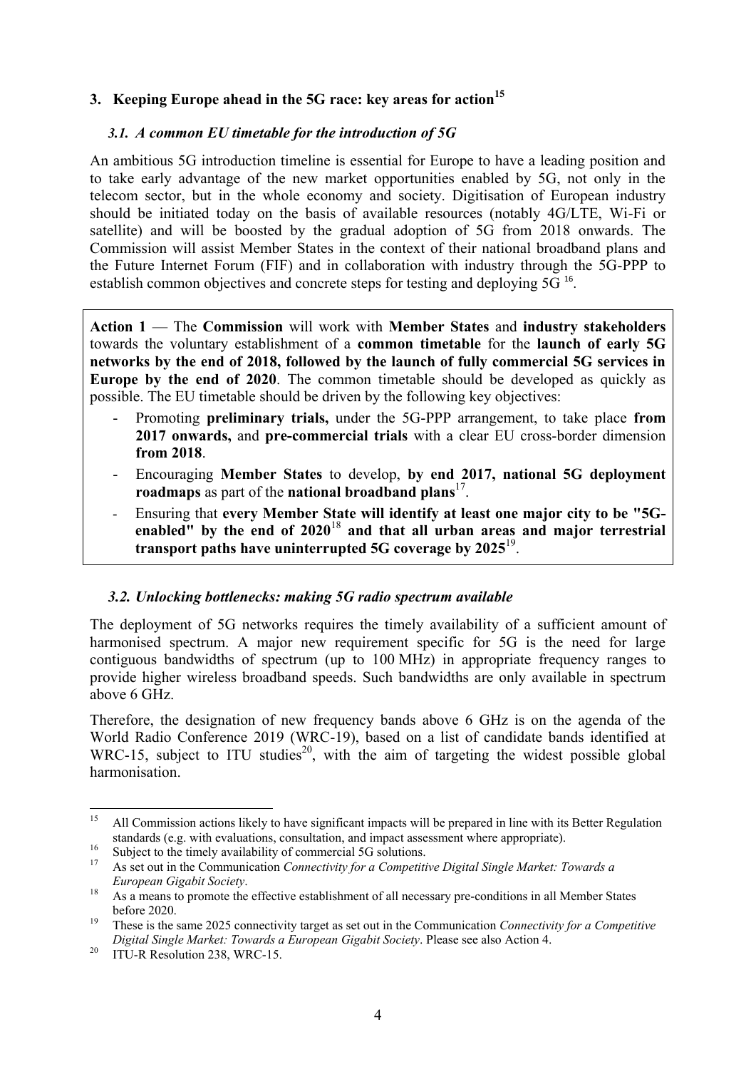## 3. Keeping Europe ahead in the 5G race: key areas for action[15]

### 3.1. A common EU timetable for the introduction of 5G

An ambitious 5G introduction timeline is essential for Europe to have a leading position and to take early advantage of the new market opportunities enabled by 5G, not only in the telecom sector, but in the whole economy and society. Digitisation of European industry should be initiated today on the basis of available resources (notably 4G/LTE, Wi-Fi or satellite) and will be boosted by the gradual adoption of 5G from 2018 onwards. The Commission will assist Member States in the context of their national broadband plans and the Future Internet Forum (FIF) and in collaboration with industry through the 5G-PPP to establish common objectives and concrete steps for testing and deploying 5G [16].

> **Action 1** — The **Commission** will work with **Member States** and **industry stakeholders** towards the voluntary establishment of a **common timetable** for the **launch of early 5G networks by the end of 2018, followed by the launch of fully commercial 5G services in Europe by the end of 2020**. The common timetable should be developed as quickly as possible. The EU timetable should be driven by the following key objectives:
>
> - Promoting **preliminary trials,** under the 5G-PPP arrangement, to take place **from 2017 onwards,** and **pre-commercial trials** with a clear EU cross-border dimension **from 2018**.
> - Encouraging **Member States** to develop, **by end 2017, national 5G deployment roadmaps** as part of the **national broadband plans**[17].
> - Ensuring that **every Member State will identify at least one major city to be "5G-enabled" by the end of 2020**[18] **and that all urban areas and major terrestrial transport paths have uninterrupted 5G coverage by 2025**[19].

### 3.2. Unlocking bottlenecks: making 5G radio spectrum available

The deployment of 5G networks requires the timely availability of a sufficient amount of harmonised spectrum. A major new requirement specific for 5G is the need for large contiguous bandwidths of spectrum (up to 100 MHz) in appropriate frequency ranges to provide higher wireless broadband speeds. Such bandwidths are only available in spectrum above 6 GHz.

Therefore, the designation of new frequency bands above 6 GHz is on the agenda of the World Radio Conference 2019 (WRC-19), based on a list of candidate bands identified at WRC-15, subject to ITU studies[20], with the aim of targeting the widest possible global harmonisation.

---

[15] All Commission actions likely to have significant impacts will be prepared in line with its Better Regulation standards (e.g. with evaluations, consultation, and impact assessment where appropriate).

[16] Subject to the timely availability of commercial 5G solutions.

[17] As set out in the Communication *Connectivity for a Competitive Digital Single Market: Towards a European Gigabit Society*.

[18] As a means to promote the effective establishment of all necessary pre-conditions in all Member States before 2020.

[19] These is the same 2025 connectivity target as set out in the Communication *Connectivity for a Competitive Digital Single Market: Towards a European Gigabit Society*. Please see also Action 4.

[20] ITU-R Resolution 238, WRC-15.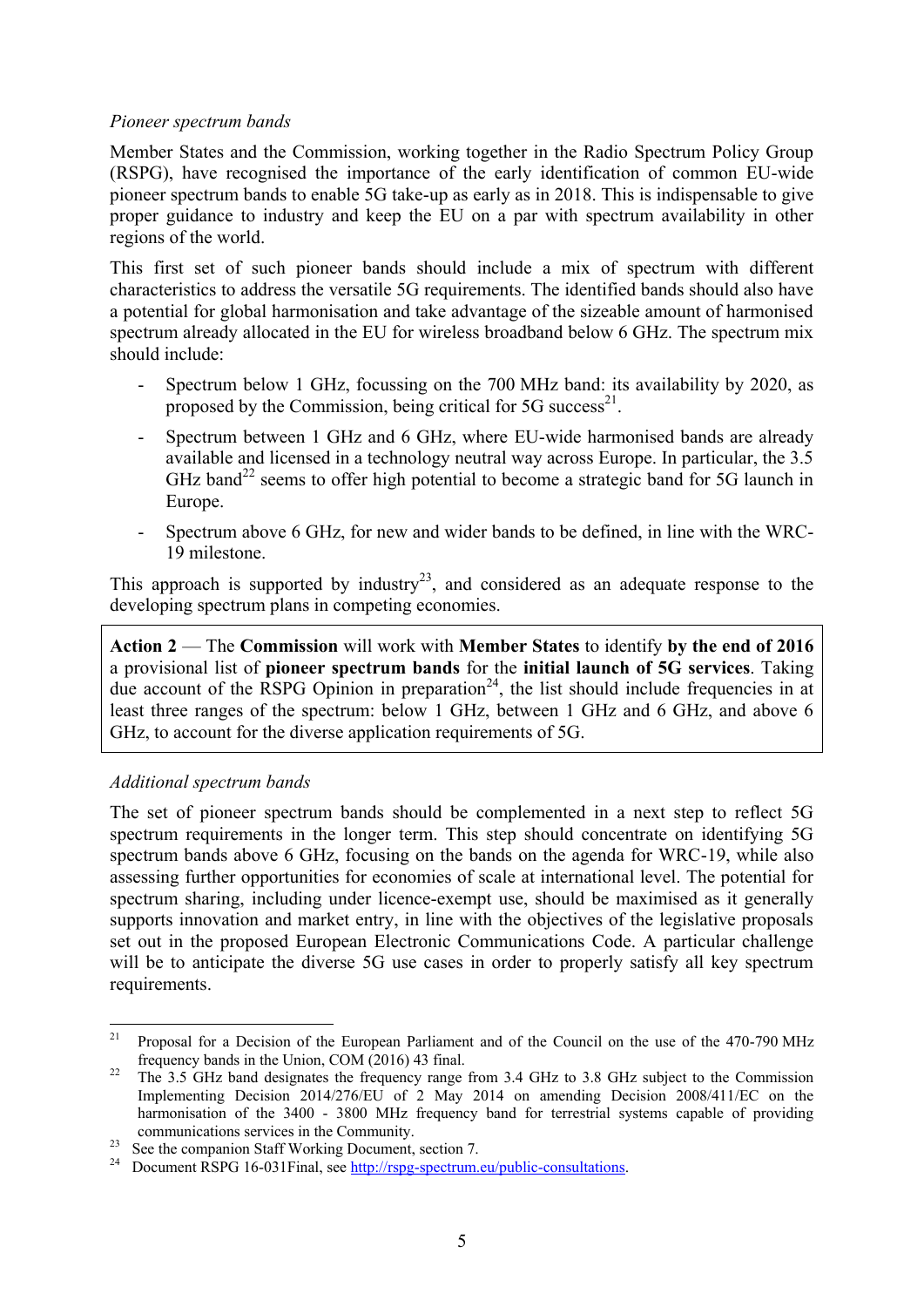*Pioneer spectrum bands*

Member States and the Commission, working together in the Radio Spectrum Policy Group (RSPG), have recognised the importance of the early identification of common EU-wide pioneer spectrum bands to enable 5G take-up as early as in 2018. This is indispensable to give proper guidance to industry and keep the EU on a par with spectrum availability in other regions of the world.

This first set of such pioneer bands should include a mix of spectrum with different characteristics to address the versatile 5G requirements. The identified bands should also have a potential for global harmonisation and take advantage of the sizeable amount of harmonised spectrum already allocated in the EU for wireless broadband below 6 GHz. The spectrum mix should include:

- Spectrum below 1 GHz, focussing on the 700 MHz band: its availability by 2020, as proposed by the Commission, being critical for 5G success[21].
- Spectrum between 1 GHz and 6 GHz, where EU-wide harmonised bands are already available and licensed in a technology neutral way across Europe. In particular, the 3.5 GHz band[22] seems to offer high potential to become a strategic band for 5G launch in Europe.
- Spectrum above 6 GHz, for new and wider bands to be defined, in line with the WRC-19 milestone.

This approach is supported by industry[23], and considered as an adequate response to the developing spectrum plans in competing economies.

> **Action 2** — The **Commission** will work with **Member States** to identify **by the end of 2016** a provisional list of **pioneer spectrum bands** for the **initial launch of 5G services**. Taking due account of the RSPG Opinion in preparation[24], the list should include frequencies in at least three ranges of the spectrum: below 1 GHz, between 1 GHz and 6 GHz, and above 6 GHz, to account for the diverse application requirements of 5G.

*Additional spectrum bands*

The set of pioneer spectrum bands should be complemented in a next step to reflect 5G spectrum requirements in the longer term. This step should concentrate on identifying 5G spectrum bands above 6 GHz, focusing on the bands on the agenda for WRC-19, while also assessing further opportunities for economies of scale at international level. The potential for spectrum sharing, including under licence-exempt use, should be maximised as it generally supports innovation and market entry, in line with the objectives of the legislative proposals set out in the proposed European Electronic Communications Code. A particular challenge will be to anticipate the diverse 5G use cases in order to properly satisfy all key spectrum requirements.

---

[21] Proposal for a Decision of the European Parliament and of the Council on the use of the 470-790 MHz frequency bands in the Union, COM (2016) 43 final.

[22] The 3.5 GHz band designates the frequency range from 3.4 GHz to 3.8 GHz subject to the Commission Implementing Decision 2014/276/EU of 2 May 2014 on amending Decision 2008/411/EC on the harmonisation of the 3400 - 3800 MHz frequency band for terrestrial systems capable of providing communications services in the Community.

[23] See the companion Staff Working Document, section 7.

[24] Document RSPG 16-031Final, see http://rspg-spectrum.eu/public-consultations.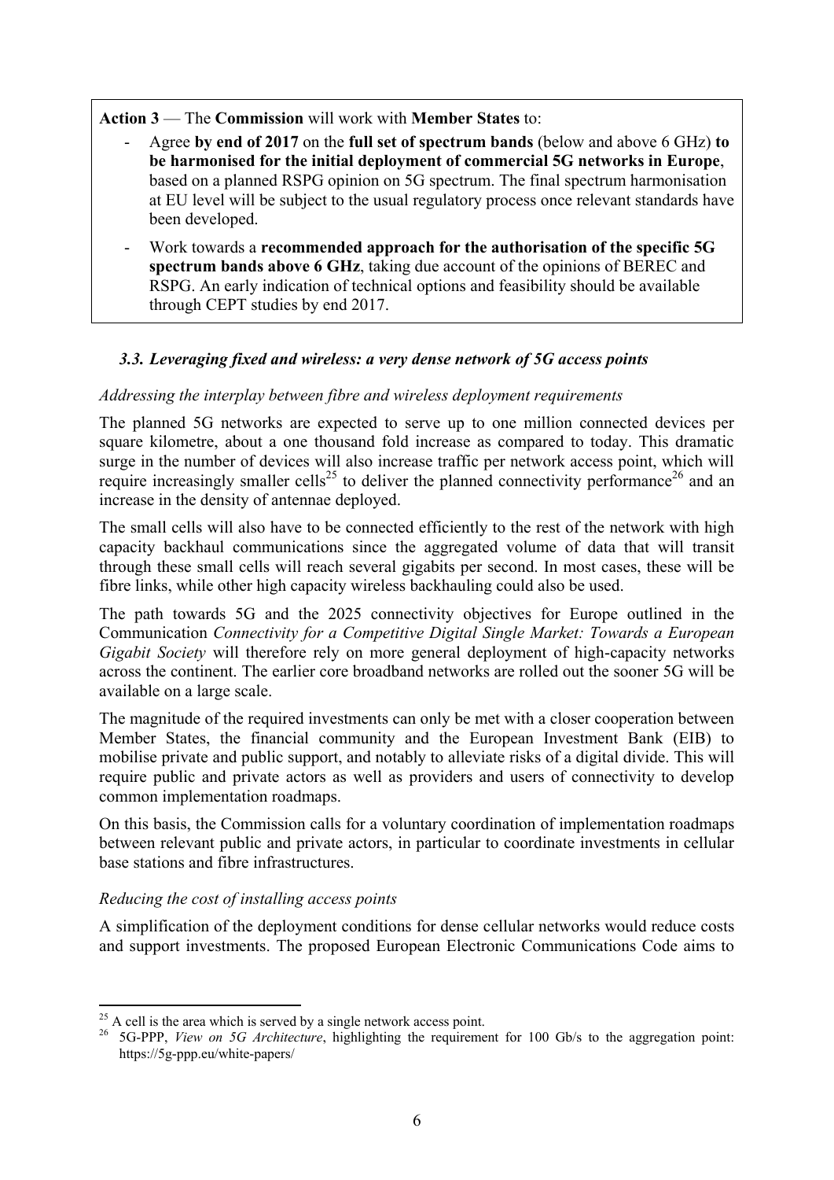**Action 3** — The **Commission** will work with **Member States** to:

- Agree **by end of 2017** on the **full set of spectrum bands** (below and above 6 GHz) **to be harmonised for the initial deployment of commercial 5G networks in Europe**, based on a planned RSPG opinion on 5G spectrum. The final spectrum harmonisation at EU level will be subject to the usual regulatory process once relevant standards have been developed.
- Work towards a **recommended approach for the authorisation of the specific 5G spectrum bands above 6 GHz**, taking due account of the opinions of BEREC and RSPG. An early indication of technical options and feasibility should be available through CEPT studies by end 2017.

### *3.3. Leveraging fixed and wireless: a very dense network of 5G access points*

*Addressing the interplay between fibre and wireless deployment requirements*

The planned 5G networks are expected to serve up to one million connected devices per square kilometre, about a one thousand fold increase as compared to today. This dramatic surge in the number of devices will also increase traffic per network access point, which will require increasingly smaller cells[25] to deliver the planned connectivity performance[26] and an increase in the density of antennae deployed.

The small cells will also have to be connected efficiently to the rest of the network with high capacity backhaul communications since the aggregated volume of data that will transit through these small cells will reach several gigabits per second. In most cases, these will be fibre links, while other high capacity wireless backhauling could also be used.

The path towards 5G and the 2025 connectivity objectives for Europe outlined in the Communication *Connectivity for a Competitive Digital Single Market: Towards a European Gigabit Society* will therefore rely on more general deployment of high-capacity networks across the continent. The earlier core broadband networks are rolled out the sooner 5G will be available on a large scale.

The magnitude of the required investments can only be met with a closer cooperation between Member States, the financial community and the European Investment Bank (EIB) to mobilise private and public support, and notably to alleviate risks of a digital divide. This will require public and private actors as well as providers and users of connectivity to develop common implementation roadmaps.

On this basis, the Commission calls for a voluntary coordination of implementation roadmaps between relevant public and private actors, in particular to coordinate investments in cellular base stations and fibre infrastructures.

*Reducing the cost of installing access points*

A simplification of the deployment conditions for dense cellular networks would reduce costs and support investments. The proposed European Electronic Communications Code aims to

---

[25] A cell is the area which is served by a single network access point.

[26] 5G-PPP, *View on 5G Architecture*, highlighting the requirement for 100 Gb/s to the aggregation point: https://5g-ppp.eu/white-papers/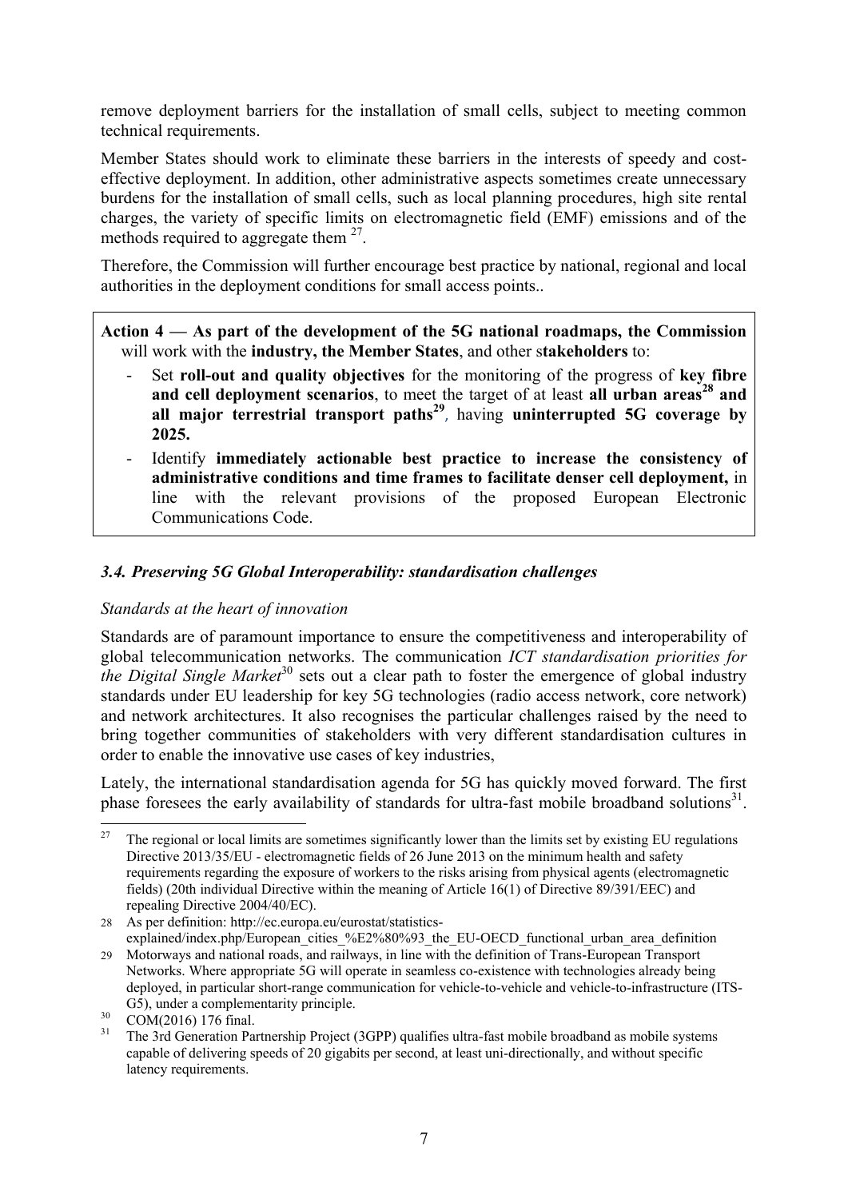remove deployment barriers for the installation of small cells, subject to meeting common technical requirements.

Member States should work to eliminate these barriers in the interests of speedy and cost-effective deployment. In addition, other administrative aspects sometimes create unnecessary burdens for the installation of small cells, such as local planning procedures, high site rental charges, the variety of specific limits on electromagnetic field (EMF) emissions and of the methods required to aggregate them [27].

Therefore, the Commission will further encourage best practice by national, regional and local authorities in the deployment conditions for small access points..

**Action 4 — As part of the development of the 5G national roadmaps, the Commission** will work with the **industry, the Member States**, and other s**takeholders** to:

- Set **roll-out and quality objectives** for the monitoring of the progress of **key fibre and cell deployment scenarios**, to meet the target of at least **all urban areas[28] and all major terrestrial transport paths[29]**, having **uninterrupted 5G coverage by 2025.**
- Identify **immediately actionable best practice to increase the consistency of administrative conditions and time frames to facilitate denser cell deployment,** in line with the relevant provisions of the proposed European Electronic Communications Code.

### *3.4. Preserving 5G Global Interoperability: standardisation challenges*

*Standards at the heart of innovation*

Standards are of paramount importance to ensure the competitiveness and interoperability of global telecommunication networks. The communication *ICT standardisation priorities for the Digital Single Market*[30] sets out a clear path to foster the emergence of global industry standards under EU leadership for key 5G technologies (radio access network, core network) and network architectures. It also recognises the particular challenges raised by the need to bring together communities of stakeholders with very different standardisation cultures in order to enable the innovative use cases of key industries,

Lately, the international standardisation agenda for 5G has quickly moved forward. The first phase foresees the early availability of standards for ultra-fast mobile broadband solutions[31].

---

[27] The regional or local limits are sometimes significantly lower than the limits set by existing EU regulations Directive 2013/35/EU - electromagnetic fields of 26 June 2013 on the minimum health and safety requirements regarding the exposure of workers to the risks arising from physical agents (electromagnetic fields) (20th individual Directive within the meaning of Article 16(1) of Directive 89/391/EEC) and repealing Directive 2004/40/EC).

[28] As per definition: http://ec.europa.eu/eurostat/statistics-explained/index.php/European_cities_%E2%80%93_the_EU-OECD_functional_urban_area_definition

[29] Motorways and national roads, and railways, in line with the definition of Trans-European Transport Networks. Where appropriate 5G will operate in seamless co-existence with technologies already being deployed, in particular short-range communication for vehicle-to-vehicle and vehicle-to-infrastructure (ITS-G5), under a complementarity principle.

[30] COM(2016) 176 final.

[31] The 3rd Generation Partnership Project (3GPP) qualifies ultra-fast mobile broadband as mobile systems capable of delivering speeds of 20 gigabits per second, at least uni-directionally, and without specific latency requirements.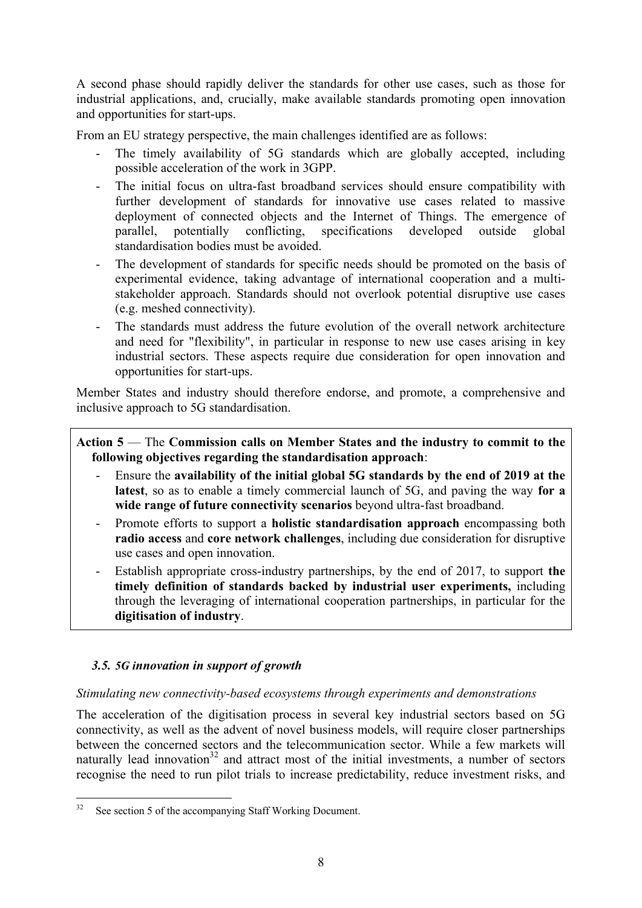A second phase should rapidly deliver the standards for other use cases, such as those for industrial applications, and, crucially, make available standards promoting open innovation and opportunities for start-ups.

From an EU strategy perspective, the main challenges identified are as follows:

- The timely availability of 5G standards which are globally accepted, including possible acceleration of the work in 3GPP.
- The initial focus on ultra-fast broadband services should ensure compatibility with further development of standards for innovative use cases related to massive deployment of connected objects and the Internet of Things. The emergence of parallel, potentially conflicting, specifications developed outside global standardisation bodies must be avoided.
- The development of standards for specific needs should be promoted on the basis of experimental evidence, taking advantage of international cooperation and a multi-stakeholder approach. Standards should not overlook potential disruptive use cases (e.g. meshed connectivity).
- The standards must address the future evolution of the overall network architecture and need for "flexibility", in particular in response to new use cases arising in key industrial sectors. These aspects require due consideration for open innovation and opportunities for start-ups.

Member States and industry should therefore endorse, and promote, a comprehensive and inclusive approach to 5G standardisation.

**Action 5** — The **Commission calls on Member States and the industry to commit to the following objectives regarding the standardisation approach**:

- Ensure the **availability of the initial global 5G standards by the end of 2019 at the latest**, so as to enable a timely commercial launch of 5G, and paving the way **for a wide range of future connectivity scenarios** beyond ultra-fast broadband.
- Promote efforts to support a **holistic standardisation approach** encompassing both **radio access** and **core network challenges**, including due consideration for disruptive use cases and open innovation.
- Establish appropriate cross-industry partnerships, by the end of 2017, to support **the timely definition of standards backed by industrial user experiments,** including through the leveraging of international cooperation partnerships, in particular for the **digitisation of industry**.

### *3.5. 5G innovation in support of growth*

*Stimulating new connectivity-based ecosystems through experiments and demonstrations*

The acceleration of the digitisation process in several key industrial sectors based on 5G connectivity, as well as the advent of novel business models, will require closer partnerships between the concerned sectors and the telecommunication sector. While a few markets will naturally lead innovation[32] and attract most of the initial investments, a number of sectors recognise the need to run pilot trials to increase predictability, reduce investment risks, and

[32] See section 5 of the accompanying Staff Working Document.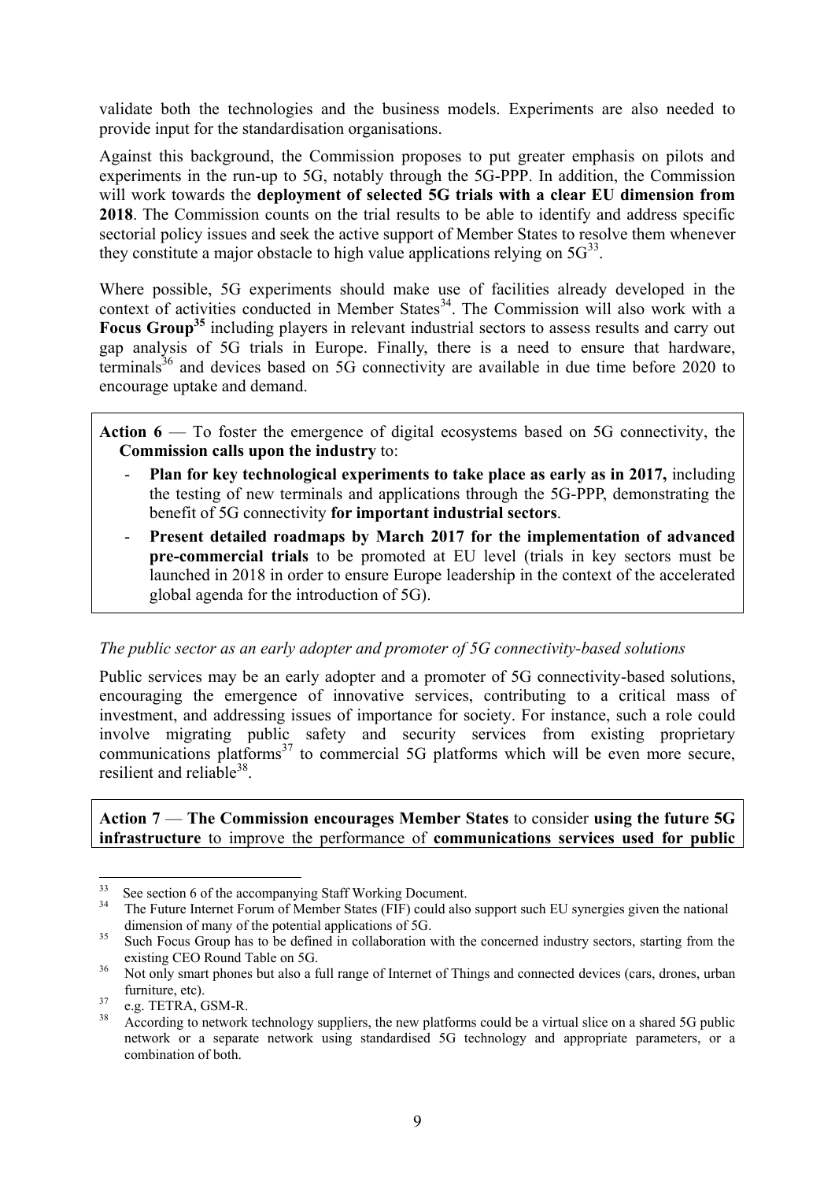validate both the technologies and the business models. Experiments are also needed to provide input for the standardisation organisations.

Against this background, the Commission proposes to put greater emphasis on pilots and experiments in the run-up to 5G, notably through the 5G-PPP. In addition, the Commission will work towards the **deployment of selected 5G trials with a clear EU dimension from 2018**. The Commission counts on the trial results to be able to identify and address specific sectorial policy issues and seek the active support of Member States to resolve them whenever they constitute a major obstacle to high value applications relying on 5G[33].

Where possible, 5G experiments should make use of facilities already developed in the context of activities conducted in Member States[34]. The Commission will also work with a **Focus Group[35]** including players in relevant industrial sectors to assess results and carry out gap analysis of 5G trials in Europe. Finally, there is a need to ensure that hardware, terminals[36] and devices based on 5G connectivity are available in due time before 2020 to encourage uptake and demand.

> **Action 6** — To foster the emergence of digital ecosystems based on 5G connectivity, the **Commission calls upon the industry** to:
>
> - **Plan for key technological experiments to take place as early as in 2017,** including the testing of new terminals and applications through the 5G-PPP, demonstrating the benefit of 5G connectivity **for important industrial sectors**.
> - **Present detailed roadmaps by March 2017 for the implementation of advanced pre-commercial trials** to be promoted at EU level (trials in key sectors must be launched in 2018 in order to ensure Europe leadership in the context of the accelerated global agenda for the introduction of 5G).

*The public sector as an early adopter and promoter of 5G connectivity-based solutions*

Public services may be an early adopter and a promoter of 5G connectivity-based solutions, encouraging the emergence of innovative services, contributing to a critical mass of investment, and addressing issues of importance for society. For instance, such a role could involve migrating public safety and security services from existing proprietary communications platforms[37] to commercial 5G platforms which will be even more secure, resilient and reliable[38].

> **Action 7** — **The Commission encourages Member States** to consider **using the future 5G infrastructure** to improve the performance of **communications services used for public**

---

[33] See section 6 of the accompanying Staff Working Document.

[34] The Future Internet Forum of Member States (FIF) could also support such EU synergies given the national dimension of many of the potential applications of 5G.

[35] Such Focus Group has to be defined in collaboration with the concerned industry sectors, starting from the existing CEO Round Table on 5G.

[36] Not only smart phones but also a full range of Internet of Things and connected devices (cars, drones, urban furniture, etc).

[37] e.g. TETRA, GSM-R.

[38] According to network technology suppliers, the new platforms could be a virtual slice on a shared 5G public network or a separate network using standardised 5G technology and appropriate parameters, or a combination of both.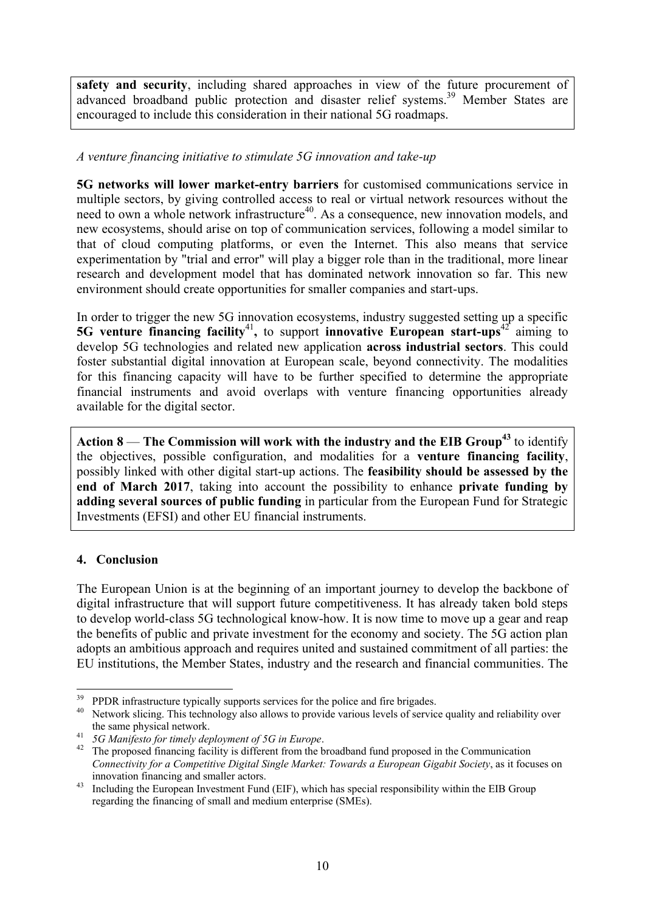**safety and security**, including shared approaches in view of the future procurement of advanced broadband public protection and disaster relief systems.[39] Member States are encouraged to include this consideration in their national 5G roadmaps.

*A venture financing initiative to stimulate 5G innovation and take-up*

**5G networks will lower market-entry barriers** for customised communications service in multiple sectors, by giving controlled access to real or virtual network resources without the need to own a whole network infrastructure[40]. As a consequence, new innovation models, and new ecosystems, should arise on top of communication services, following a model similar to that of cloud computing platforms, or even the Internet. This also means that service experimentation by "trial and error" will play a bigger role than in the traditional, more linear research and development model that has dominated network innovation so far. This new environment should create opportunities for smaller companies and start-ups.

In order to trigger the new 5G innovation ecosystems, industry suggested setting up a specific **5G venture financing facility**[41]**,** to support **innovative European start-ups**[42] aiming to develop 5G technologies and related new application **across industrial sectors**. This could foster substantial digital innovation at European scale, beyond connectivity. The modalities for this financing capacity will have to be further specified to determine the appropriate financial instruments and avoid overlaps with venture financing opportunities already available for the digital sector.

**Action 8** — **The Commission will work with the industry and the EIB Group**[43] to identify the objectives, possible configuration, and modalities for a **venture financing facility**, possibly linked with other digital start-up actions. The **feasibility should be assessed by the end of March 2017**, taking into account the possibility to enhance **private funding by adding several sources of public funding** in particular from the European Fund for Strategic Investments (EFSI) and other EU financial instruments.

## 4. Conclusion

The European Union is at the beginning of an important journey to develop the backbone of digital infrastructure that will support future competitiveness. It has already taken bold steps to develop world-class 5G technological know-how. It is now time to move up a gear and reap the benefits of public and private investment for the economy and society. The 5G action plan adopts an ambitious approach and requires united and sustained commitment of all parties: the EU institutions, the Member States, industry and the research and financial communities. The

---

[39] PPDR infrastructure typically supports services for the police and fire brigades.

[40] Network slicing. This technology also allows to provide various levels of service quality and reliability over the same physical network.

[41] *5G Manifesto for timely deployment of 5G in Europe*.

[42] The proposed financing facility is different from the broadband fund proposed in the Communication *Connectivity for a Competitive Digital Single Market: Towards a European Gigabit Society*, as it focuses on innovation financing and smaller actors.

[43] Including the European Investment Fund (EIF), which has special responsibility within the EIB Group regarding the financing of small and medium enterprise (SMEs).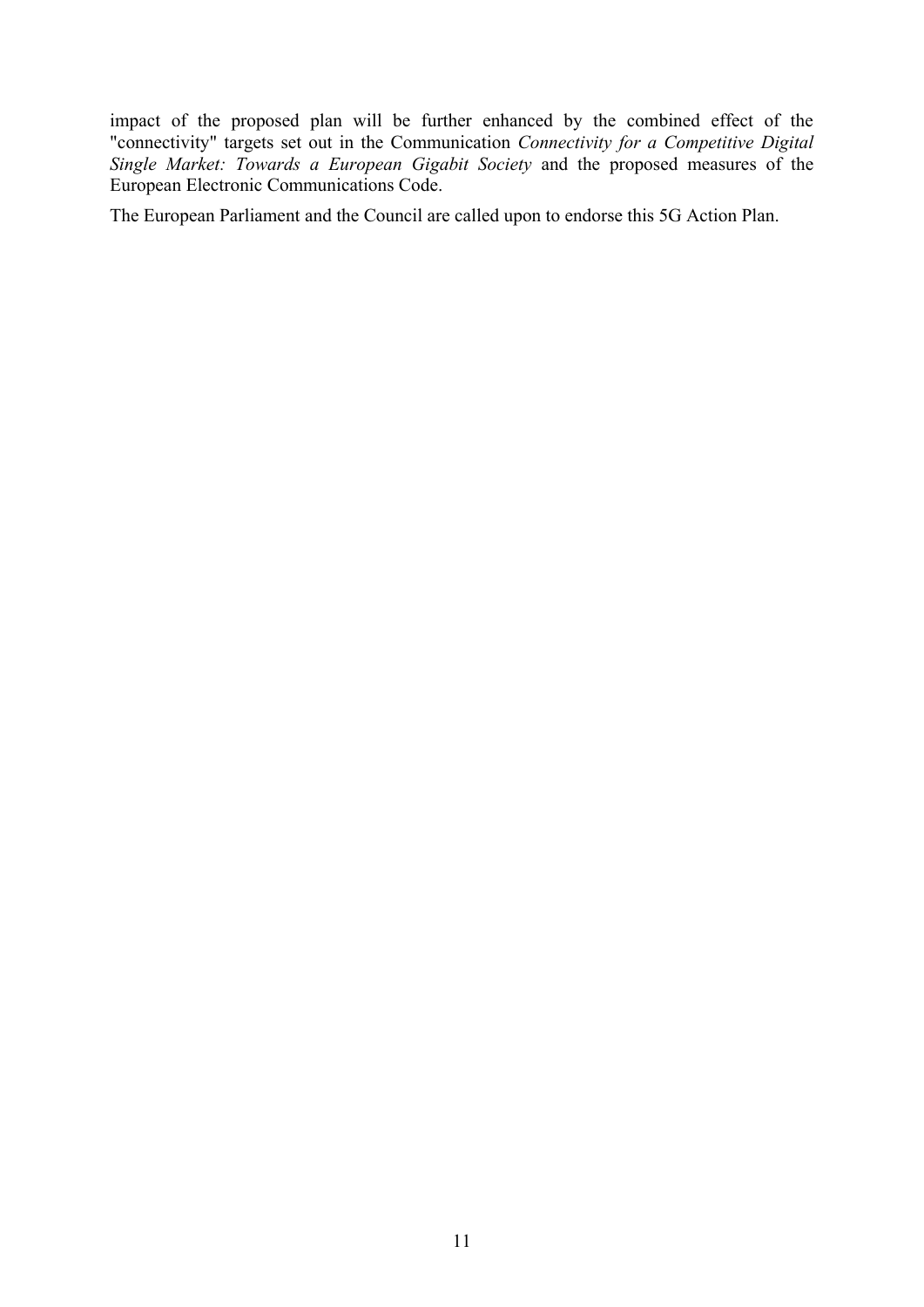impact of the proposed plan will be further enhanced by the combined effect of the "connectivity" targets set out in the Communication *Connectivity for a Competitive Digital Single Market: Towards a European Gigabit Society* and the proposed measures of the European Electronic Communications Code.

The European Parliament and the Council are called upon to endorse this 5G Action Plan.